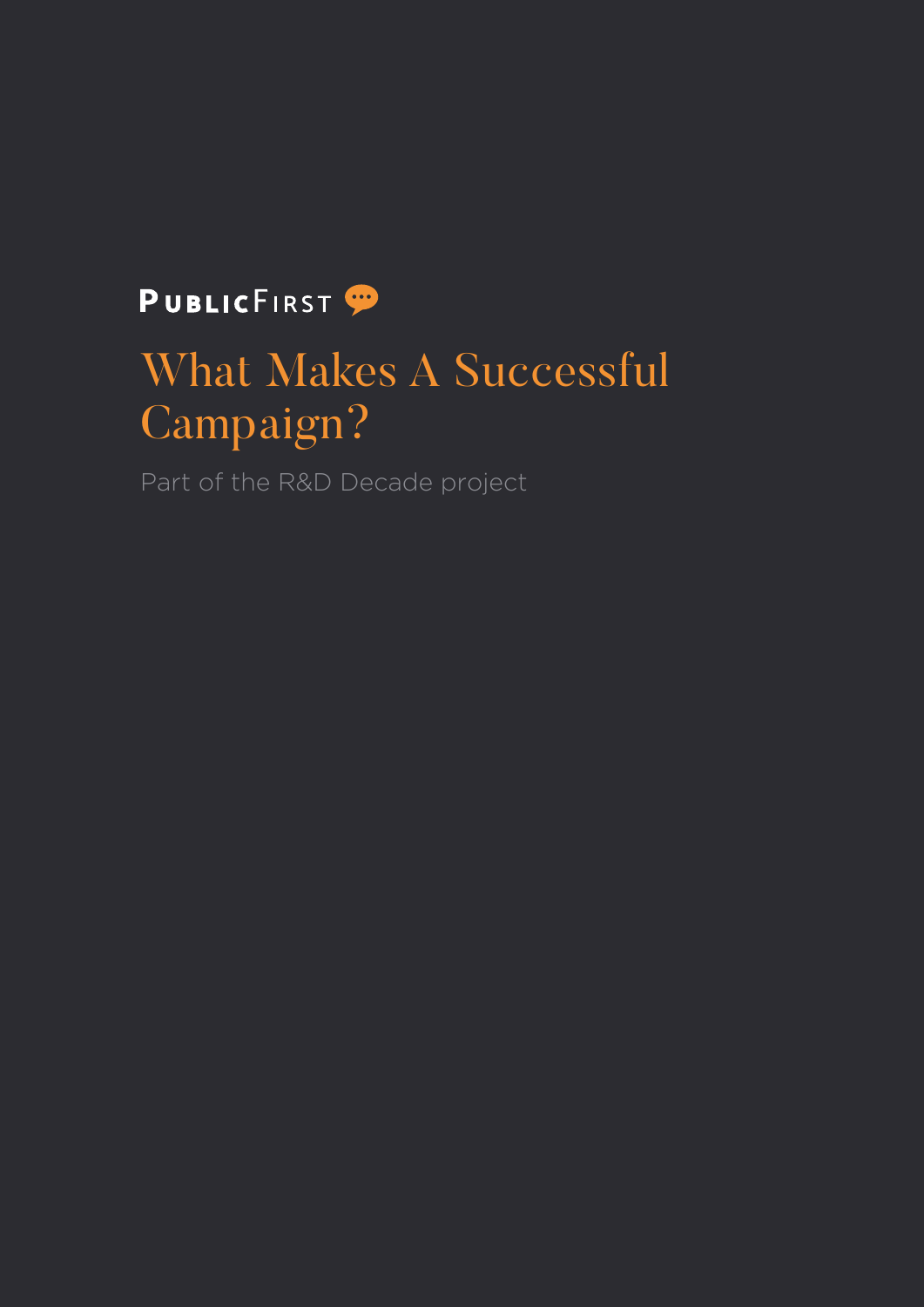PUBLICFIRST

# What Makes A Successful Campaign?

Part of the R&D Decade project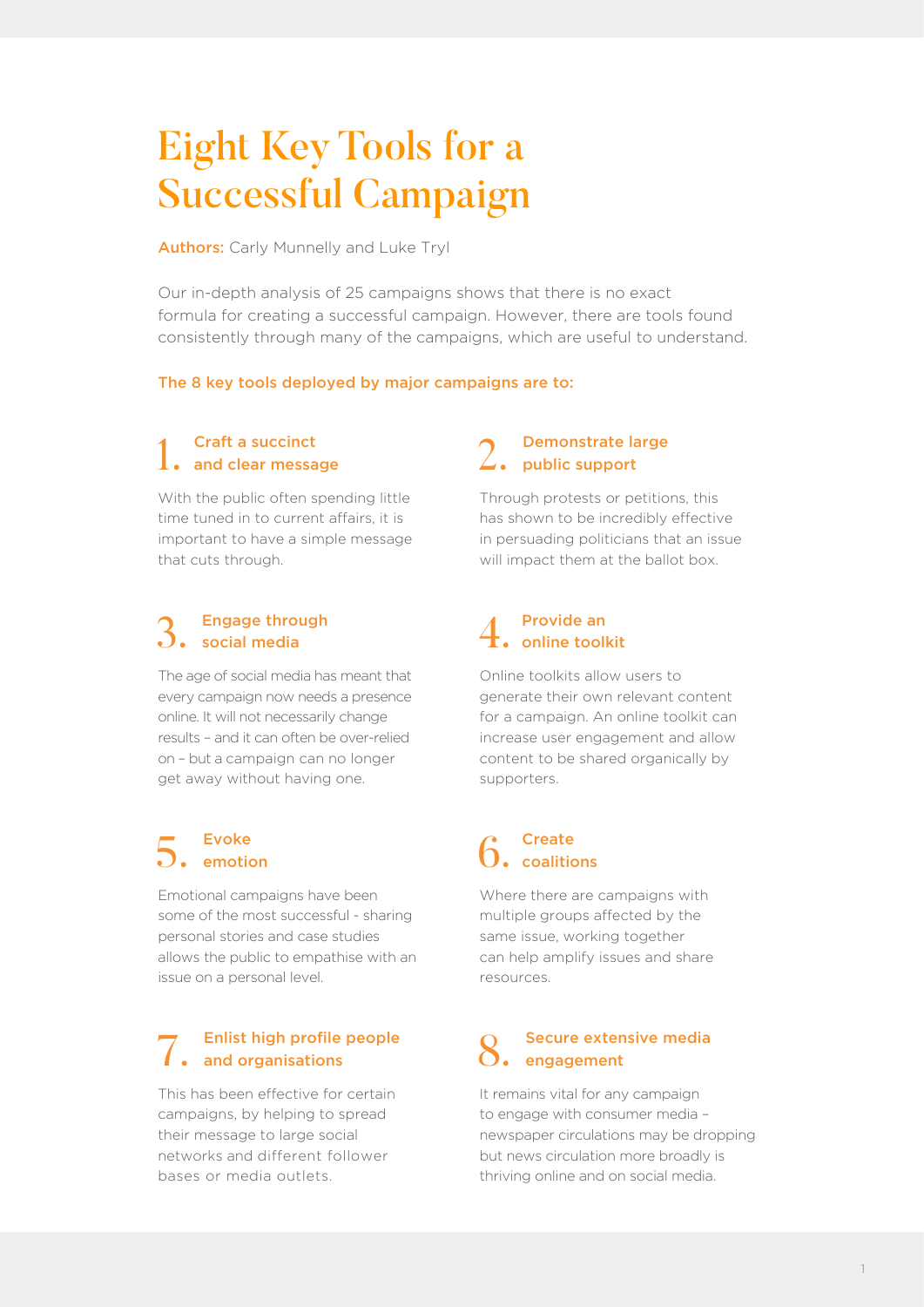# Eight Key Tools for a Successful Campaign

**Authors:** Carly Munnelly and Luke Tryl

Our in-depth analysis of 25 campaigns shows that there is no exact formula for creating a successful campaign. However, there are tools found consistently through many of the campaigns, which are useful to understand.

**The 8 key tools deployed by major campaigns are to:**

## 1. Craft a succinct and clear message

With the public often spending little time tuned in to current affairs, it is important to have a simple message that cuts through.

## 2. Demonstrate large public support

Through protests or petitions, this has shown to be incredibly effective in persuading politicians that an issue will impact them at the ballot box.

## 3. Engage through social media

The age of social media has meant that every campaign now needs a presence online. It will not necessarily change results – and it can often be over-relied on – but a campaign can no longer get away without having one.

## 4. Provide an online toolkit

Online toolkits allow users to generate their own relevant content for a campaign. An online toolkit can increase user engagement and allow content to be shared organically by supporters.

## 5. Evoke emotion

Emotional campaigns have been some of the most successful - sharing personal stories and case studies allows the public to empathise with an issue on a personal level.

## 6. Create coalitions

Where there are campaigns with multiple groups affected by the same issue, working together can help amplify issues and share resources.

## 7. Enlist high profile people and organisations

This has been effective for certain campaigns, by helping to spread their message to large social networks and different follower bases or media outlets.

## 8. Secure extensive media engagement

It remains vital for any campaign to engage with consumer media – newspaper circulations may be dropping but news circulation more broadly is thriving online and on social media.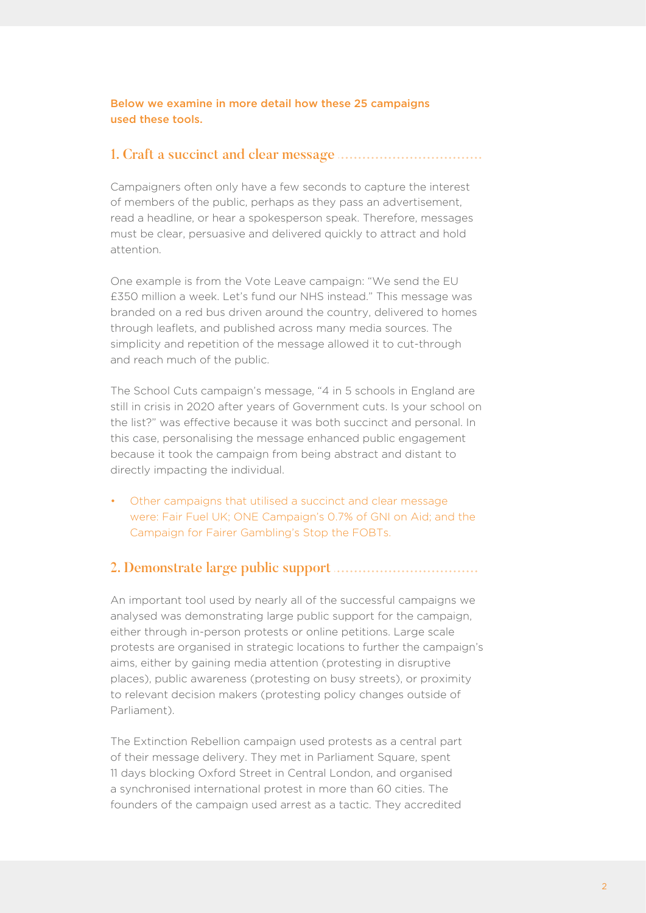Below we examine in more detail how these 25 campaigns used these tools.

## 1. Craft a succinct and clear message

Campaigners often only have a few seconds to capture the interest of members of the public, perhaps as they pass an advertisement, read a headline, or hear a spokesperson speak. Therefore, messages must be clear, persuasive and delivered quickly to attract and hold attention.

One example is from the Vote Leave campaign: "We send the EU £350 million a week. Let's fund our NHS instead." This message was branded on a red bus driven around the country, delivered to homes through leaflets, and published across many media sources. The simplicity and repetition of the message allowed it to cut-through and reach much of the public.

The School Cuts campaign's message, "4 in 5 schools in England are still in crisis in 2020 after years of Government cuts. Is your school on the list?" was effective because it was both succinct and personal. In this case, personalising the message enhanced public engagement because it took the campaign from being abstract and distant to directly impacting the individual.

- Other campaigns that utilised a succinct and clear message were: Fair Fuel UK; ONE Campaign's 0.7% of GNI on Aid; and the Campaign for Fairer Gambling's Stop the FOBTs.

## 2. Demonstrate large public support

An important tool used by nearly all of the successful campaigns we analysed was demonstrating large public support for the campaign, either through in-person protests or online petitions. Large scale protests are organised in strategic locations to further the campaign's aims, either by gaining media attention (protesting in disruptive places), public awareness (protesting on busy streets), or proximity to relevant decision makers (protesting policy changes outside of Parliament).

The Extinction Rebellion campaign used protests as a central part of their message delivery. They met in Parliament Square, spent 11 days blocking Oxford Street in Central London, and organised a synchronised international protest in more than 60 cities. The founders of the campaign used arrest as a tactic. They accredited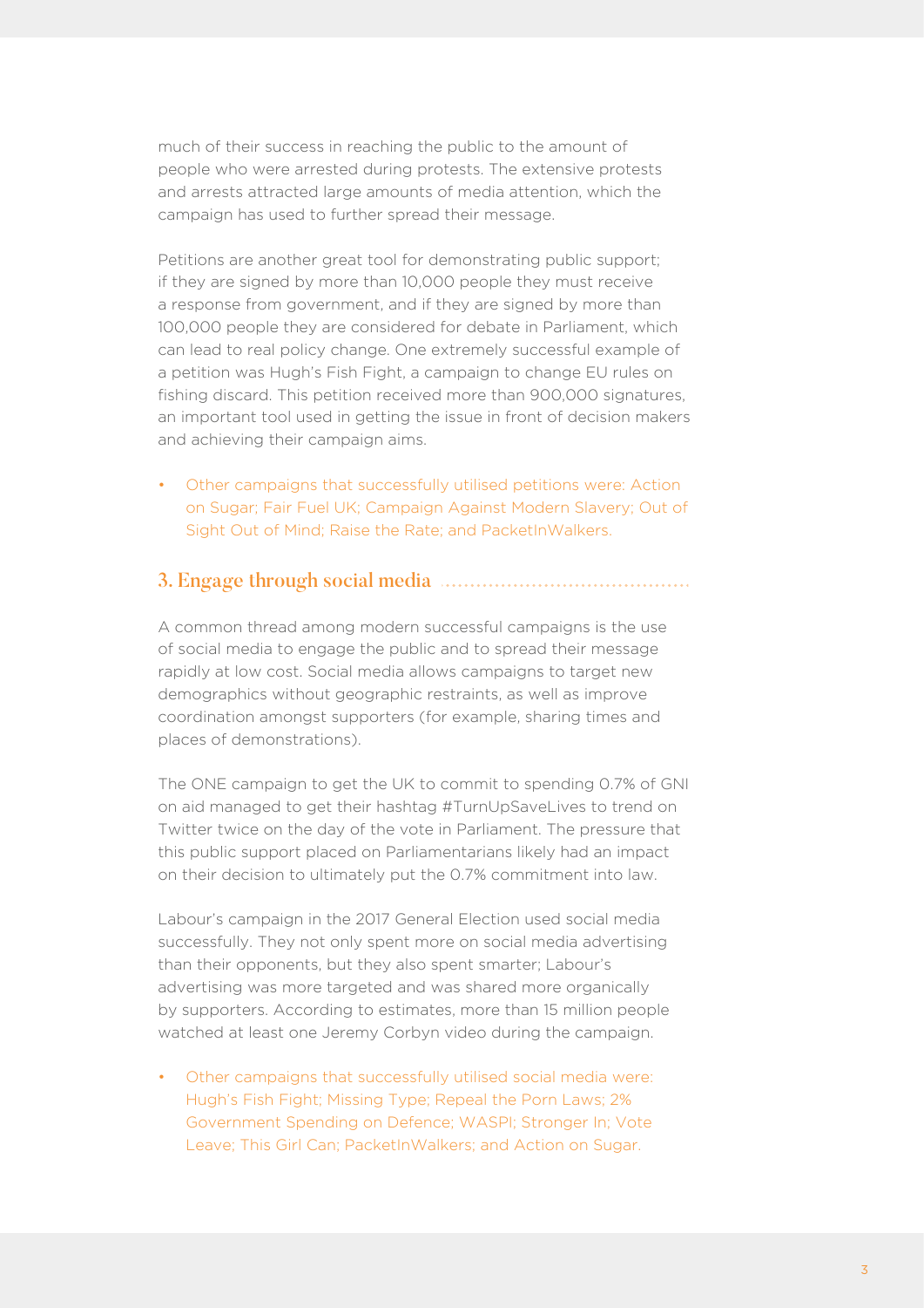much of their success in reaching the public to the amount of people who were arrested during protests. The extensive protests and arrests attracted large amounts of media attention, which the campaign has used to further spread their message.

Petitions are another great tool for demonstrating public support; if they are signed by more than 10,000 people they must receive a response from government, and if they are signed by more than 100,000 people they are considered for debate in Parliament, which can lead to real policy change. One extremely successful example of a petition was Hugh's Fish Fight, a campaign to change EU rules on fishing discard. This petition received more than 900,000 signatures, an important tool used in getting the issue in front of decision makers and achieving their campaign aims.

- Other campaigns that successfully utilised petitions were: Action on Sugar; Fair Fuel UK; Campaign Against Modern Slavery; Out of Sight Out of Mind; Raise the Rate; and PacketInWalkers.

## 3. Engage through social media

A common thread among modern successful campaigns is the use of social media to engage the public and to spread their message rapidly at low cost. Social media allows campaigns to target new demographics without geographic restraints, as well as improve coordination amongst supporters (for example, sharing times and places of demonstrations).

The ONE campaign to get the UK to commit to spending 0.7% of GNI on aid managed to get their hashtag #TurnUpSaveLives to trend on Twitter twice on the day of the vote in Parliament. The pressure that this public support placed on Parliamentarians likely had an impact on their decision to ultimately put the 0.7% commitment into law.

Labour's campaign in the 2017 General Election used social media successfully. They not only spent more on social media advertising than their opponents, but they also spent smarter; Labour's advertising was more targeted and was shared more organically by supporters. According to estimates, more than 15 million people watched at least one Jeremy Corbyn video during the campaign.

- Other campaigns that successfully utilised social media were: Hugh's Fish Fight; Missing Type; Repeal the Porn Laws; 2% Government Spending on Defence; WASPI; Stronger In; Vote Leave; This Girl Can; PacketInWalkers; and Action on Sugar.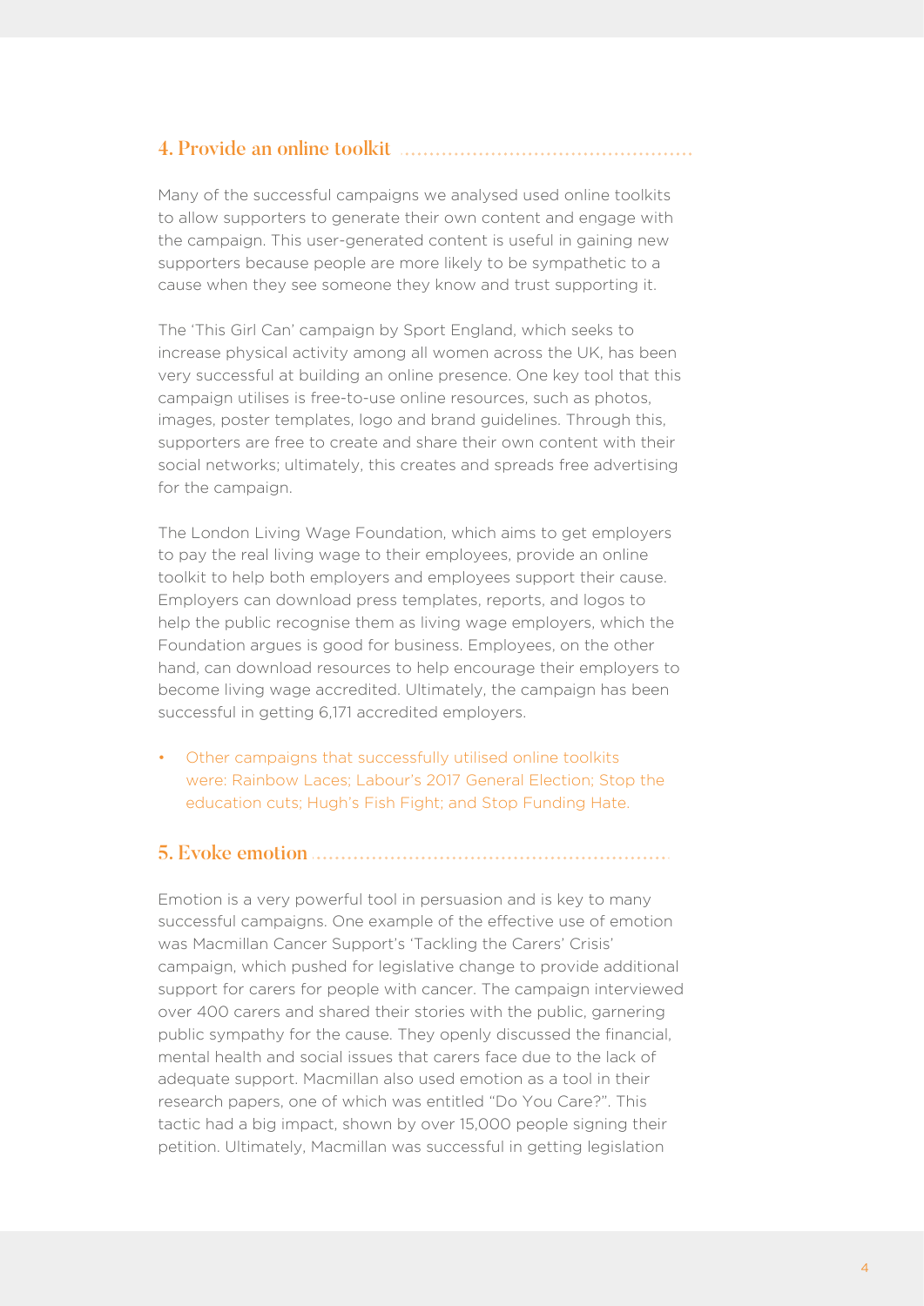## 4. Provide an online toolkit

Many of the successful campaigns we analysed used online toolkits to allow supporters to generate their own content and engage with the campaign. This user-generated content is useful in gaining new supporters because people are more likely to be sympathetic to a cause when they see someone they know and trust supporting it.

The 'This Girl Can' campaign by Sport England, which seeks to increase physical activity among all women across the UK, has been very successful at building an online presence. One key tool that this campaign utilises is free-to-use online resources, such as photos, images, poster templates, logo and brand guidelines. Through this, supporters are free to create and share their own content with their social networks; ultimately, this creates and spreads free advertising for the campaign.

The London Living Wage Foundation, which aims to get employers to pay the real living wage to their employees, provide an online toolkit to help both employers and employees support their cause. Employers can download press templates, reports, and logos to help the public recognise them as living wage employers, which the Foundation argues is good for business. Employees, on the other hand, can download resources to help encourage their employers to become living wage accredited. Ultimately, the campaign has been successful in getting 6,171 accredited employers.

- Other campaigns that successfully utilised online toolkits were: Rainbow Laces; Labour's 2017 General Election; Stop the education cuts; Hugh's Fish Fight; and Stop Funding Hate.

## 5. Evoke emotion

Emotion is a very powerful tool in persuasion and is key to many successful campaigns. One example of the effective use of emotion was Macmillan Cancer Support's 'Tackling the Carers' Crisis' campaign, which pushed for legislative change to provide additional support for carers for people with cancer. The campaign interviewed over 400 carers and shared their stories with the public, garnering public sympathy for the cause. They openly discussed the financial, mental health and social issues that carers face due to the lack of adequate support. Macmillan also used emotion as a tool in their research papers, one of which was entitled "Do You Care?". This tactic had a big impact, shown by over 15,000 people signing their petition. Ultimately, Macmillan was successful in getting legislation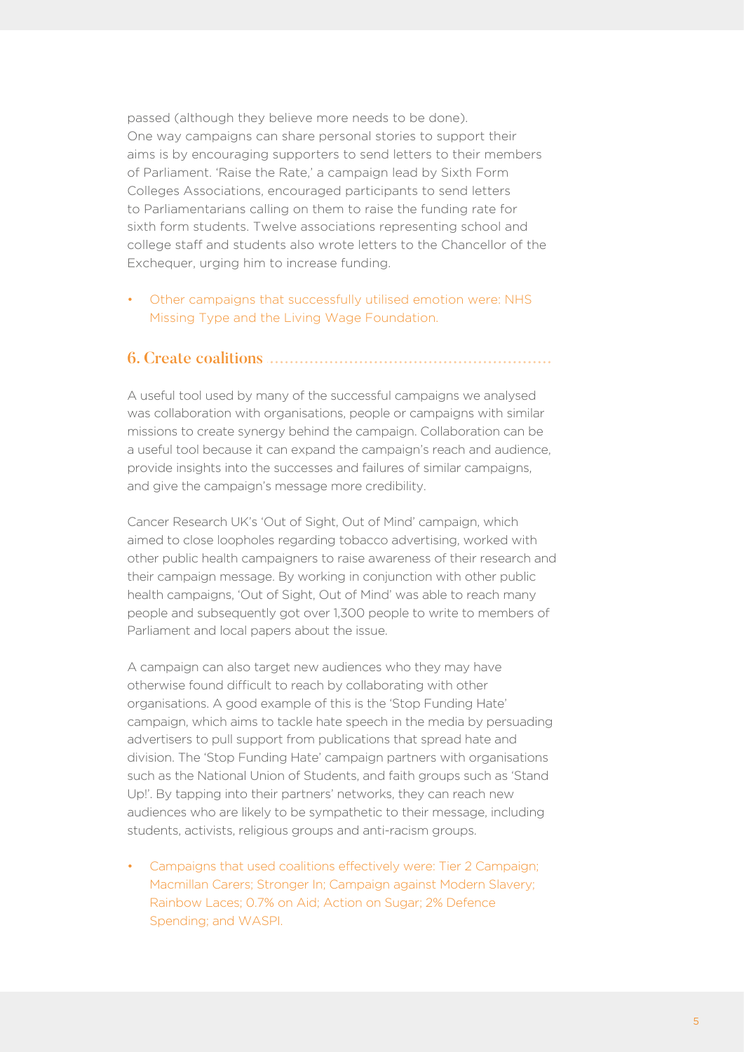passed (although they believe more needs to be done).
One way campaigns can share personal stories to support their aims is by encouraging supporters to send letters to their members of Parliament. 'Raise the Rate,' a campaign lead by Sixth Form Colleges Associations, encouraged participants to send letters to Parliamentarians calling on them to raise the funding rate for sixth form students. Twelve associations representing school and college staff and students also wrote letters to the Chancellor of the Exchequer, urging him to increase funding.

- Other campaigns that successfully utilised emotion were: NHS Missing Type and the Living Wage Foundation.

## 6. Create coalitions

A useful tool used by many of the successful campaigns we analysed was collaboration with organisations, people or campaigns with similar missions to create synergy behind the campaign. Collaboration can be a useful tool because it can expand the campaign's reach and audience, provide insights into the successes and failures of similar campaigns, and give the campaign's message more credibility.

Cancer Research UK's 'Out of Sight, Out of Mind' campaign, which aimed to close loopholes regarding tobacco advertising, worked with other public health campaigners to raise awareness of their research and their campaign message. By working in conjunction with other public health campaigns, 'Out of Sight, Out of Mind' was able to reach many people and subsequently got over 1,300 people to write to members of Parliament and local papers about the issue.

A campaign can also target new audiences who they may have otherwise found difficult to reach by collaborating with other organisations. A good example of this is the 'Stop Funding Hate' campaign, which aims to tackle hate speech in the media by persuading advertisers to pull support from publications that spread hate and division. The 'Stop Funding Hate' campaign partners with organisations such as the National Union of Students, and faith groups such as 'Stand Up!'. By tapping into their partners' networks, they can reach new audiences who are likely to be sympathetic to their message, including students, activists, religious groups and anti-racism groups.

- Campaigns that used coalitions effectively were: Tier 2 Campaign; Macmillan Carers; Stronger In; Campaign against Modern Slavery; Rainbow Laces; 0.7% on Aid; Action on Sugar; 2% Defence Spending; and WASPI.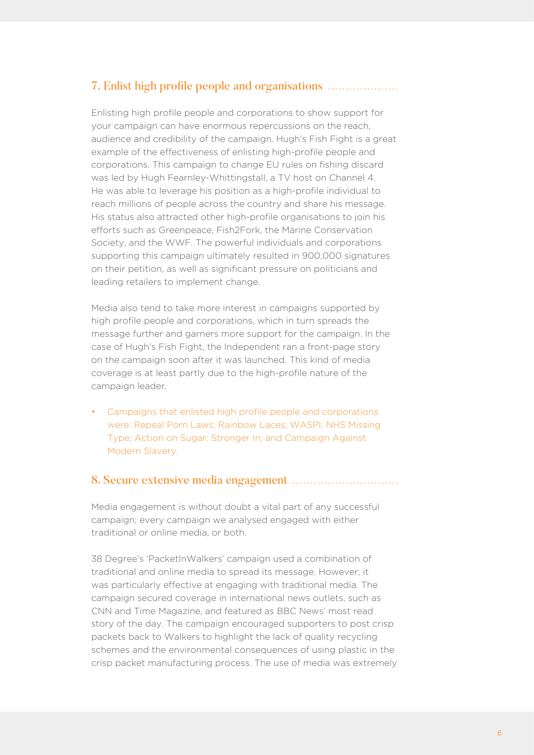## 7. Enlist high profile people and organisations

Enlisting high profile people and corporations to show support for your campaign can have enormous repercussions on the reach, audience and credibility of the campaign. Hugh's Fish Fight is a great example of the effectiveness of enlisting high-profile people and corporations. This campaign to change EU rules on fishing discard was led by Hugh Fearnley-Whittingstall, a TV host on Channel 4. He was able to leverage his position as a high-profile individual to reach millions of people across the country and share his message. His status also attracted other high-profile organisations to join his efforts such as Greenpeace, Fish2Fork, the Marine Conservation Society, and the WWF. The powerful individuals and corporations supporting this campaign ultimately resulted in 900,000 signatures on their petition, as well as significant pressure on politicians and leading retailers to implement change.

Media also tend to take more interest in campaigns supported by high profile people and corporations, which in turn spreads the message further and garners more support for the campaign. In the case of Hugh's Fish Fight, the Independent ran a front-page story on the campaign soon after it was launched. This kind of media coverage is at least partly due to the high-profile nature of the campaign leader.

- Campaigns that enlisted high profile people and corporations were: Repeal Porn Laws; Rainbow Laces; WASPI; NHS Missing Type; Action on Sugar; Stronger In; and Campaign Against Modern Slavery.

## 8. Secure extensive media engagement

Media engagement is without doubt a vital part of any successful campaign; every campaign we analysed engaged with either traditional or online media, or both.

38 Degree's 'PacketInWalkers' campaign used a combination of traditional and online media to spread its message. However, it was particularly effective at engaging with traditional media. The campaign secured coverage in international news outlets, such as CNN and Time Magazine, and featured as BBC News' most read story of the day. The campaign encouraged supporters to post crisp packets back to Walkers to highlight the lack of quality recycling schemes and the environmental consequences of using plastic in the crisp packet manufacturing process. The use of media was extremely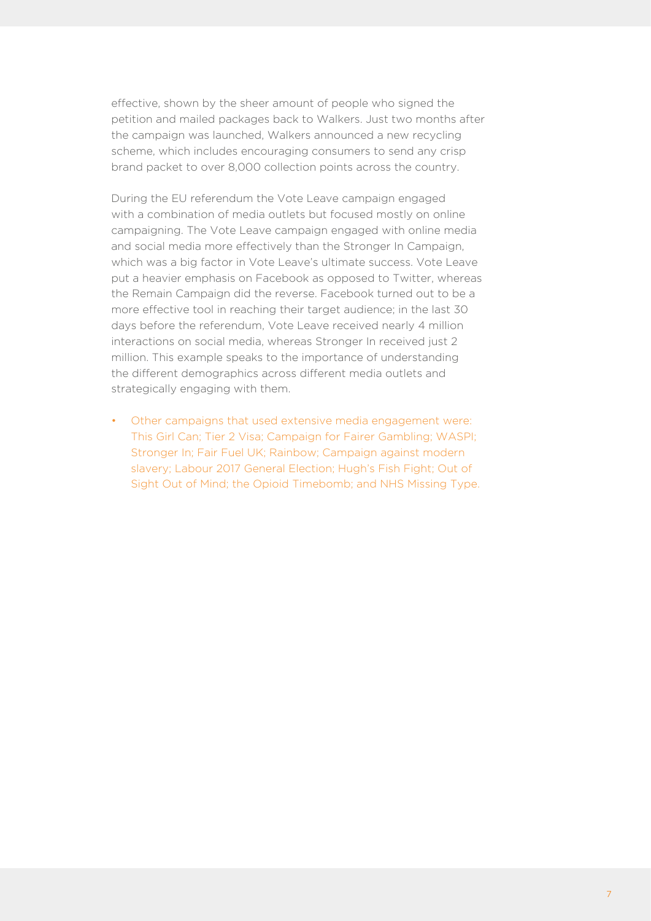effective, shown by the sheer amount of people who signed the petition and mailed packages back to Walkers. Just two months after the campaign was launched, Walkers announced a new recycling scheme, which includes encouraging consumers to send any crisp brand packet to over 8,000 collection points across the country.

During the EU referendum the Vote Leave campaign engaged with a combination of media outlets but focused mostly on online campaigning. The Vote Leave campaign engaged with online media and social media more effectively than the Stronger In Campaign, which was a big factor in Vote Leave's ultimate success. Vote Leave put a heavier emphasis on Facebook as opposed to Twitter, whereas the Remain Campaign did the reverse. Facebook turned out to be a more effective tool in reaching their target audience; in the last 30 days before the referendum, Vote Leave received nearly 4 million interactions on social media, whereas Stronger In received just 2 million. This example speaks to the importance of understanding the different demographics across different media outlets and strategically engaging with them.

- Other campaigns that used extensive media engagement were: This Girl Can; Tier 2 Visa; Campaign for Fairer Gambling; WASPI; Stronger In; Fair Fuel UK; Rainbow; Campaign against modern slavery; Labour 2017 General Election; Hugh's Fish Fight; Out of Sight Out of Mind; the Opioid Timebomb; and NHS Missing Type.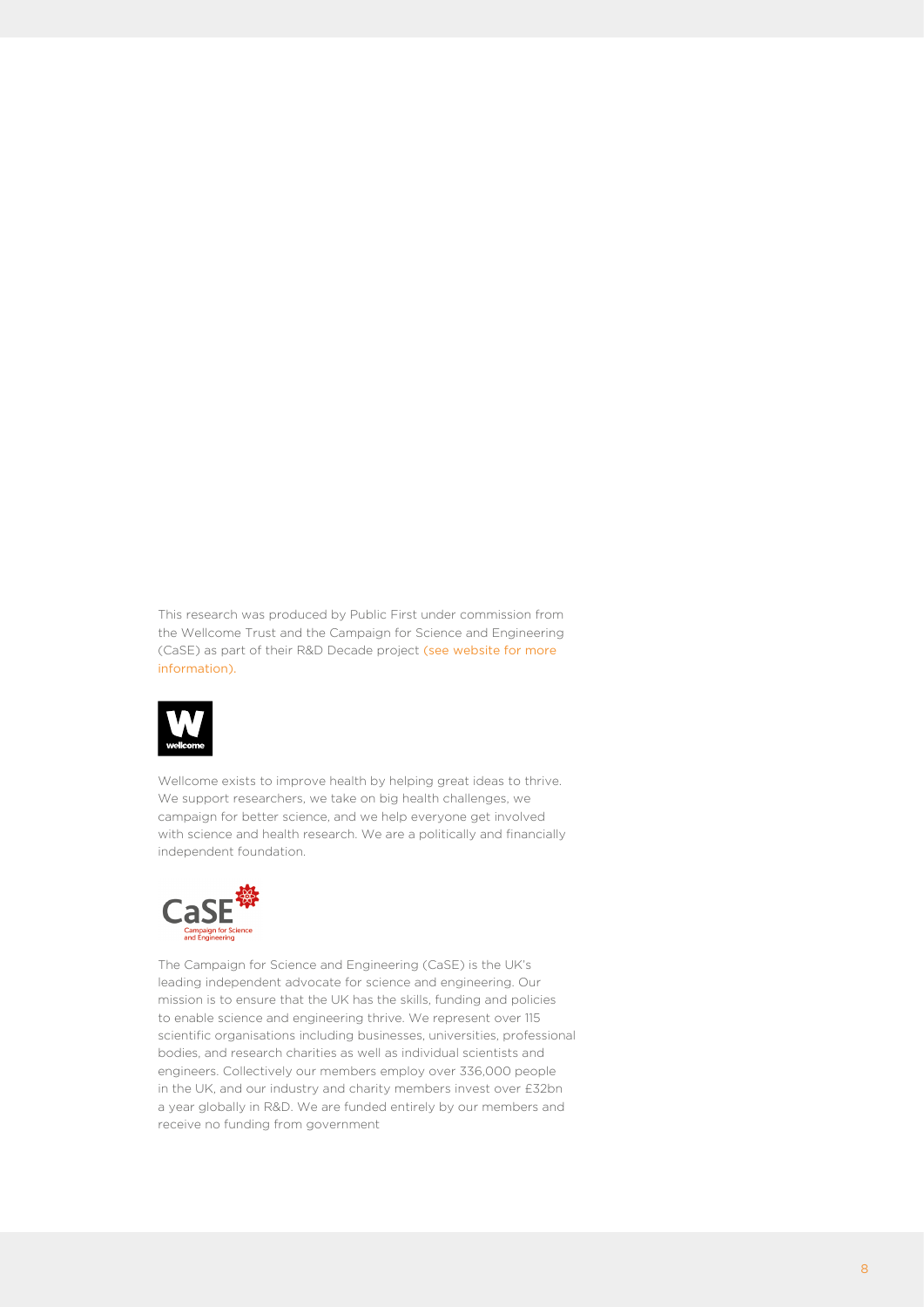This research was produced by Public First under commission from the Wellcome Trust and the Campaign for Science and Engineering (CaSE) as part of their R&D Decade project (see website for more information).

Wellcome exists to improve health by helping great ideas to thrive. We support researchers, we take on big health challenges, we campaign for better science, and we help everyone get involved with science and health research. We are a politically and financially independent foundation.

The Campaign for Science and Engineering (CaSE) is the UK's leading independent advocate for science and engineering. Our mission is to ensure that the UK has the skills, funding and policies to enable science and engineering thrive. We represent over 115 scientific organisations including businesses, universities, professional bodies, and research charities as well as individual scientists and engineers. Collectively our members employ over 336,000 people in the UK, and our industry and charity members invest over £32bn a year globally in R&D. We are funded entirely by our members and receive no funding from government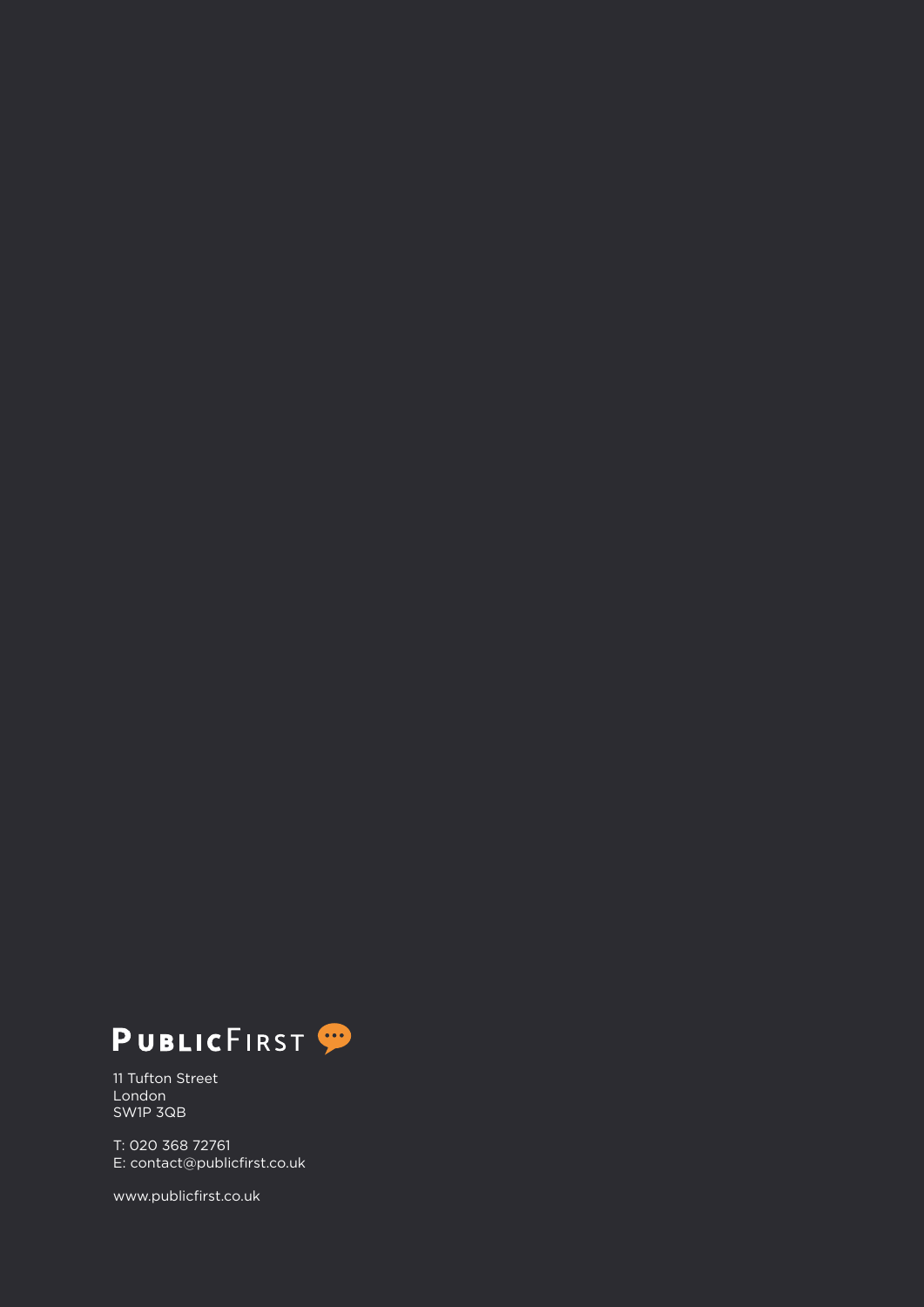PUBLICFIRST

11 Tufton Street
London
SW1P 3QB

T: 020 368 72761
E: contact@publicfirst.co.uk

www.publicfirst.co.uk